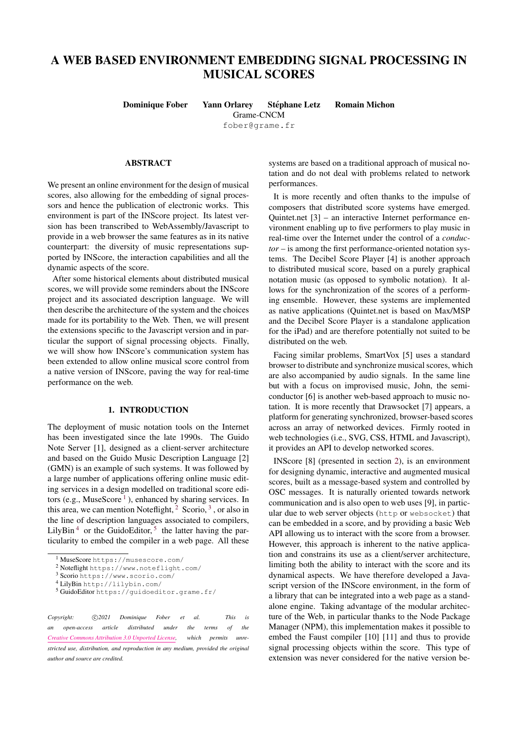# A WEB BASED ENVIRONMENT EMBEDDING SIGNAL PROCESSING IN MUSICAL SCORES

**Dominique Fober  Yann Orlarey  Stéphane Letz  Romain Michon**
Grame-CNCM
fober@grame.fr

## ABSTRACT

We present an online environment for the design of musical scores, also allowing for the embedding of signal processors and hence the publication of electronic works. This environment is part of the INScore project. Its latest version has been transcribed to WebAssembly/Javascript to provide in a web browser the same features as in its native counterpart: the diversity of music representations supported by INScore, the interaction capabilities and all the dynamic aspects of the score.

After some historical elements about distributed musical scores, we will provide some reminders about the INScore project and its associated description language. We will then describe the architecture of the system and the choices made for its portability to the Web. Then, we will present the extensions specific to the Javascript version and in particular the support of signal processing objects. Finally, we will show how INScore's communication system has been extended to allow online musical score control from a native version of INScore, paving the way for real-time performance on the web.

## 1. INTRODUCTION

The deployment of music notation tools on the Internet has been investigated since the late 1990s. The Guido Note Server [1], designed as a client-server architecture and based on the Guido Music Description Language [2] (GMN) is an example of such systems. It was followed by a large number of applications offering online music editing services in a design modelled on traditional score editors (e.g., MuseScore [1]), enhanced by sharing services. In this area, we can mention Noteflight, [2] Scorio, [3], or also in the line of description languages associated to compilers, LilyBin [4] or the GuidoEditor, [5] the latter having the particularity to embed the compiler in a web page. All these systems are based on a traditional approach of musical notation and do not deal with problems related to network performances.

It is more recently and often thanks to the impulse of composers that distributed score systems have emerged. Quintet.net [3] – an interactive Internet performance environment enabling up to five performers to play music in real-time over the Internet under the control of a *conductor* – is among the first performance-oriented notation systems. The Decibel Score Player [4] is another approach to distributed musical score, based on a purely graphical notation music (as opposed to symbolic notation). It allows for the synchronization of the scores of a performing ensemble. However, these systems are implemented as native applications (Quintet.net is based on Max/MSP and the Decibel Score Player is a standalone application for the iPad) and are therefore potentially not suited to be distributed on the web.

Facing similar problems, SmartVox [5] uses a standard browser to distribute and synchronize musical scores, which are also accompanied by audio signals. In the same line but with a focus on improvised music, John, the semi-conductor [6] is another web-based approach to music notation. It is more recently that Drawsocket [7] appears, a platform for generating synchronized, browser-based scores across an array of networked devices. Firmly rooted in web technologies (i.e., SVG, CSS, HTML and Javascript), it provides an API to develop networked scores.

INScore [8] (presented in section 2), is an environment for designing dynamic, interactive and augmented musical scores, built as a message-based system and controlled by OSC messages. It is naturally oriented towards network communication and is also open to web uses [9], in particular due to web server objects (`http` or `websocket`) that can be embedded in a score, and by providing a basic Web API allowing us to interact with the score from a browser. However, this approach is inherent to the native application and constrains its use as a client/server architecture, limiting both the ability to interact with the score and its dynamical aspects. We have therefore developed a Javascript version of the INScore environment, in the form of a library that can be integrated into a web page as a standalone engine. Taking advantage of the modular architecture of the Web, in particular thanks to the Node Package Manager (NPM), this implementation makes it possible to embed the Faust compiler [10] [11] and thus to provide signal processing objects within the score. This type of extension was never considered for the native version be-

---

[1] MuseScore https://musescore.com/
[2] Noteflight https://www.noteflight.com/
[3] Scorio https://www.scorio.com/
[4] LilyBin http://lilybin.com/
[5] GuidoEditor https://guidoeditor.grame.fr/

*Copyright: ©2021 Dominique Fober et al. This is an open-access article distributed under the terms of the Creative Commons Attribution 3.0 Unported License, which permits unrestricted use, distribution, and reproduction in any medium, provided the original author and source are credited.*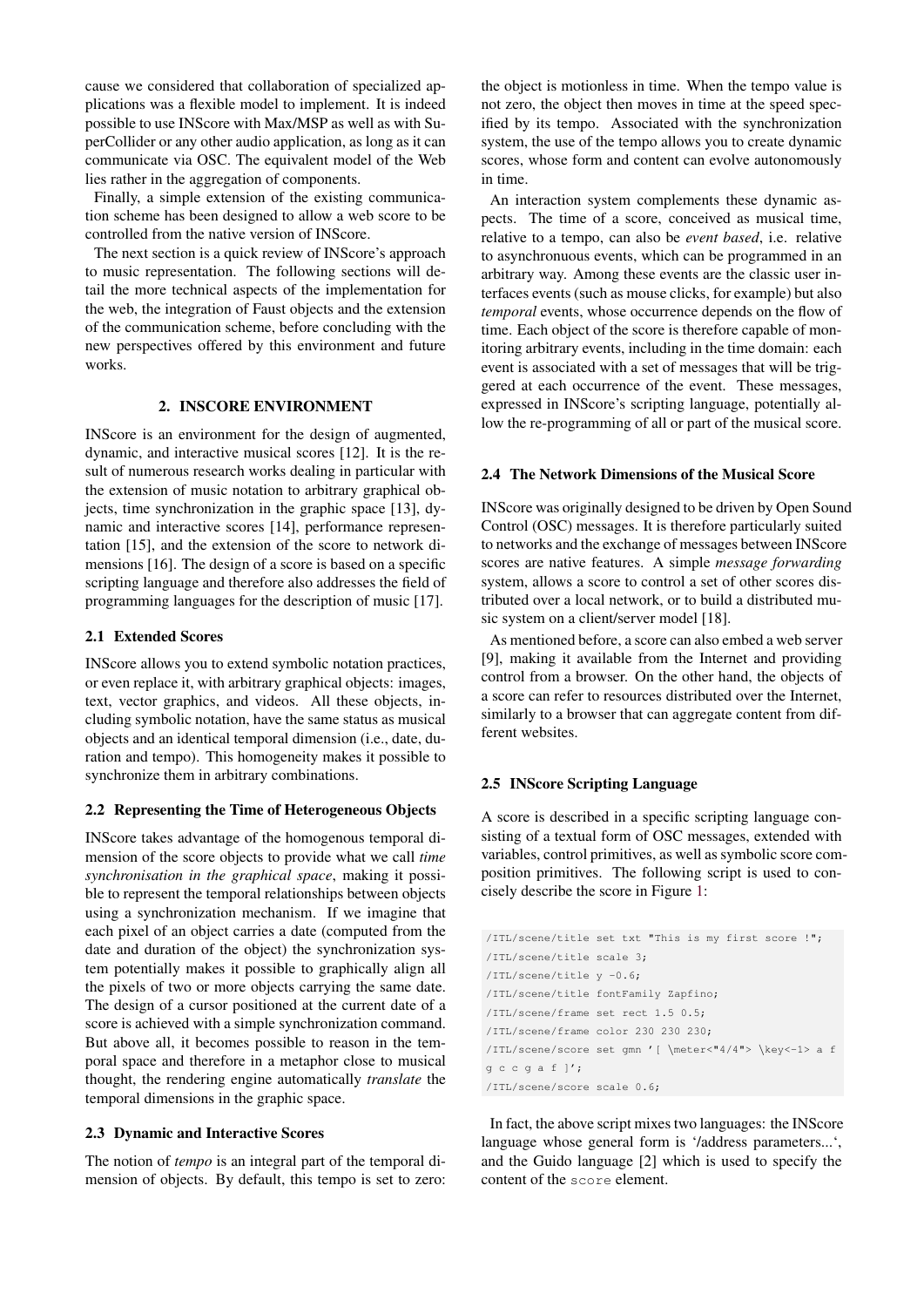cause we considered that collaboration of specialized applications was a flexible model to implement. It is indeed possible to use INScore with Max/MSP as well as with SuperCollider or any other audio application, as long as it can communicate via OSC. The equivalent model of the Web lies rather in the aggregation of components.

Finally, a simple extension of the existing communication scheme has been designed to allow a web score to be controlled from the native version of INScore.

The next section is a quick review of INScore's approach to music representation. The following sections will detail the more technical aspects of the implementation for the web, the integration of Faust objects and the extension of the communication scheme, before concluding with the new perspectives offered by this environment and future works.

## 2. INSCORE ENVIRONMENT

INScore is an environment for the design of augmented, dynamic, and interactive musical scores [12]. It is the result of numerous research works dealing in particular with the extension of music notation to arbitrary graphical objects, time synchronization in the graphic space [13], dynamic and interactive scores [14], performance representation [15], and the extension of the score to network dimensions [16]. The design of a score is based on a specific scripting language and therefore also addresses the field of programming languages for the description of music [17].

### 2.1 Extended Scores

INScore allows you to extend symbolic notation practices, or even replace it, with arbitrary graphical objects: images, text, vector graphics, and videos. All these objects, including symbolic notation, have the same status as musical objects and an identical temporal dimension (i.e., date, duration and tempo). This homogeneity makes it possible to synchronize them in arbitrary combinations.

### 2.2 Representing the Time of Heterogeneous Objects

INScore takes advantage of the homogenous temporal dimension of the score objects to provide what we call *time synchronisation in the graphical space*, making it possible to represent the temporal relationships between objects using a synchronization mechanism. If we imagine that each pixel of an object carries a date (computed from the date and duration of the object) the synchronization system potentially makes it possible to graphically align all the pixels of two or more objects carrying the same date. The design of a cursor positioned at the current date of a score is achieved with a simple synchronization command. But above all, it becomes possible to reason in the temporal space and therefore in a metaphor close to musical thought, the rendering engine automatically *translate* the temporal dimensions in the graphic space.

### 2.3 Dynamic and Interactive Scores

The notion of *tempo* is an integral part of the temporal dimension of objects. By default, this tempo is set to zero: the object is motionless in time. When the tempo value is not zero, the object then moves in time at the speed specified by its tempo. Associated with the synchronization system, the use of the tempo allows you to create dynamic scores, whose form and content can evolve autonomously in time.

An interaction system complements these dynamic aspects. The time of a score, conceived as musical time, relative to a tempo, can also be *event based*, i.e. relative to asynchronuous events, which can be programmed in an arbitrary way. Among these events are the classic user interfaces events (such as mouse clicks, for example) but also *temporal* events, whose occurrence depends on the flow of time. Each object of the score is therefore capable of monitoring arbitrary events, including in the time domain: each event is associated with a set of messages that will be triggered at each occurrence of the event. These messages, expressed in INScore's scripting language, potentially allow the re-programming of all or part of the musical score.

### 2.4 The Network Dimensions of the Musical Score

INScore was originally designed to be driven by Open Sound Control (OSC) messages. It is therefore particularly suited to networks and the exchange of messages between INScore scores are native features. A simple *message forwarding* system, allows a score to control a set of other scores distributed over a local network, or to build a distributed music system on a client/server model [18].

As mentioned before, a score can also embed a web server [9], making it available from the Internet and providing control from a browser. On the other hand, the objects of a score can refer to resources distributed over the Internet, similarly to a browser that can aggregate content from different websites.

### 2.5 INScore Scripting Language

A score is described in a specific scripting language consisting of a textual form of OSC messages, extended with variables, control primitives, as well as symbolic score composition primitives. The following script is used to concisely describe the score in Figure 1:

```
/ITL/scene/title set txt "This is my first score !";
/ITL/scene/title scale 3;
/ITL/scene/title y -0.6;
/ITL/scene/title fontFamily Zapfino;
/ITL/scene/frame set rect 1.5 0.5;
/ITL/scene/frame color 230 230 230;
/ITL/scene/score set gmn '[ \meter<"4/4"> \key<-1> a f
g c c g a f ]';
/ITL/scene/score scale 0.6;
```

In fact, the above script mixes two languages: the INScore language whose general form is '/address parameters...', and the Guido language [2] which is used to specify the content of the `score` element.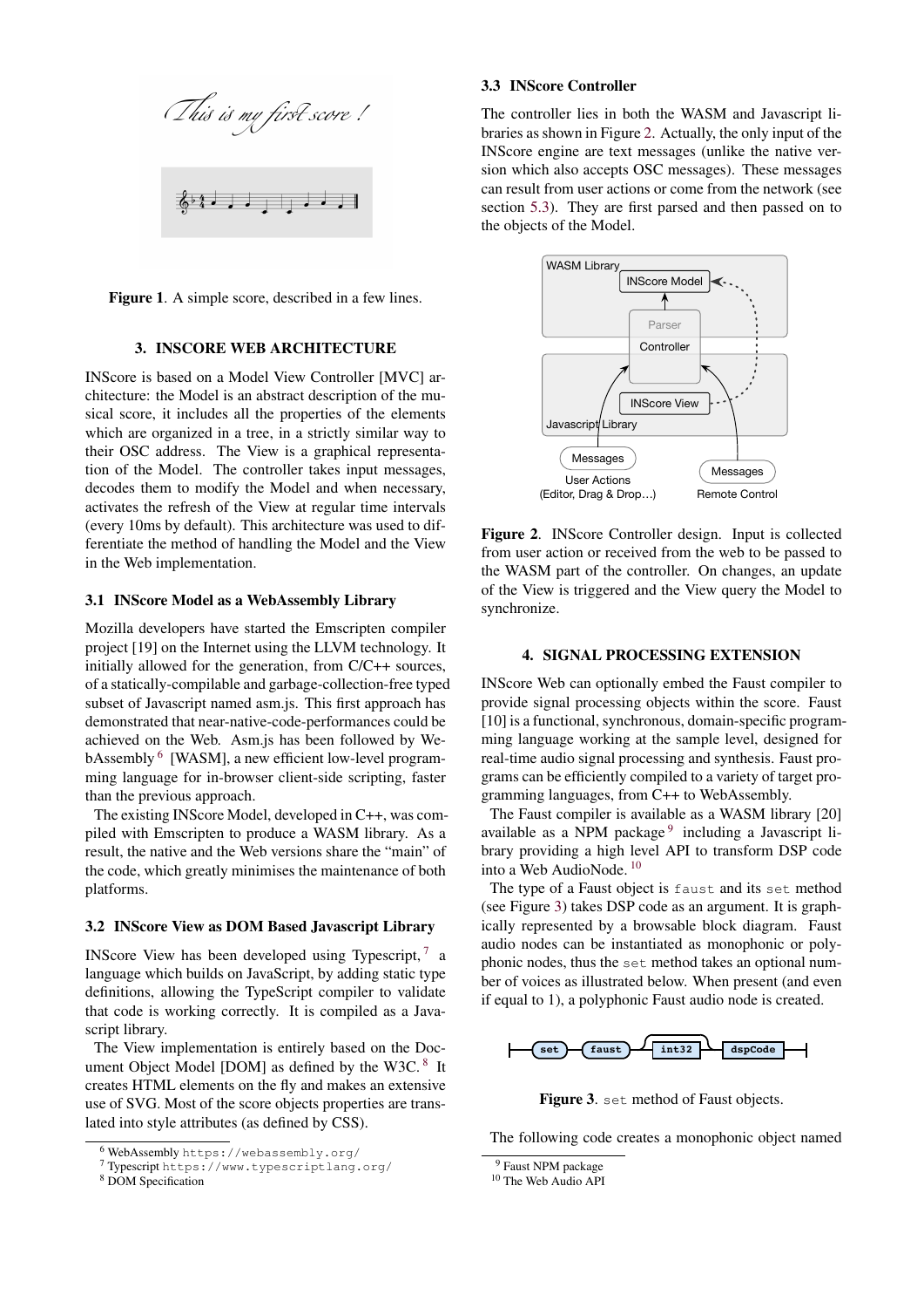Figure 1. A simple score, described in a few lines.

## 3. INSCORE WEB ARCHITECTURE

INScore is based on a Model View Controller [MVC] architecture: the Model is an abstract description of the musical score, it includes all the properties of the elements which are organized in a tree, in a strictly similar way to their OSC address. The View is a graphical representation of the Model. The controller takes input messages, decodes them to modify the Model and when necessary, activates the refresh of the View at regular time intervals (every 10ms by default). This architecture was used to differentiate the method of handling the Model and the View in the Web implementation.

### 3.1 INScore Model as a WebAssembly Library

Mozilla developers have started the Emscripten compiler project [19] on the Internet using the LLVM technology. It initially allowed for the generation, from C/C++ sources, of a statically-compilable and garbage-collection-free typed subset of Javascript named asm.js. This first approach has demonstrated that near-native-code-performances could be achieved on the Web. Asm.js has been followed by WebAssembly [6] [WASM], a new efficient low-level programming language for in-browser client-side scripting, faster than the previous approach.

The existing INScore Model, developed in C++, was compiled with Emscripten to produce a WASM library. As a result, the native and the Web versions share the "main" of the code, which greatly minimises the maintenance of both platforms.

### 3.2 INScore View as DOM Based Javascript Library

INScore View has been developed using Typescript, [7] a language which builds on JavaScript, by adding static type definitions, allowing the TypeScript compiler to validate that code is working correctly. It is compiled as a Javascript library.

The View implementation is entirely based on the Document Object Model [DOM] as defined by the W3C. [8] It creates HTML elements on the fly and makes an extensive use of SVG. Most of the score objects properties are translated into style attributes (as defined by CSS).

[6] WebAssembly `https://webassembly.org/`

[7] Typescript `https://www.typescriptlang.org/`

[8] DOM Specification

### 3.3 INScore Controller

The controller lies in both the WASM and Javascript libraries as shown in Figure 2. Actually, the only input of the INScore engine are text messages (unlike the native version which also accepts OSC messages). These messages can result from user actions or come from the network (see section 5.3). They are first parsed and then passed on to the objects of the Model.

Figure 2. INScore Controller design. Input is collected from user action or received from the web to be passed to the WASM part of the controller. On changes, an update of the View is triggered and the View query the Model to synchronize.

## 4. SIGNAL PROCESSING EXTENSION

INScore Web can optionally embed the Faust compiler to provide signal processing objects within the score. Faust [10] is a functional, synchronous, domain-specific programming language working at the sample level, designed for real-time audio signal processing and synthesis. Faust programs can be efficiently compiled to a variety of target programming languages, from C++ to WebAssembly.

The Faust compiler is available as a WASM library [20] available as a NPM package [9] including a Javascript library providing a high level API to transform DSP code into a Web AudioNode. [10]

The type of a Faust object is `faust` and its `set` method (see Figure 3) takes DSP code as an argument. It is graphically represented by a browsable block diagram. Faust audio nodes can be instantiated as monophonic or polyphonic nodes, thus the `set` method takes an optional number of voices as illustrated below. When present (and even if equal to 1), a polyphonic Faust audio node is created.

Figure 3. `set` method of Faust objects.

The following code creates a monophonic object named

[9] Faust NPM package

[10] The Web Audio API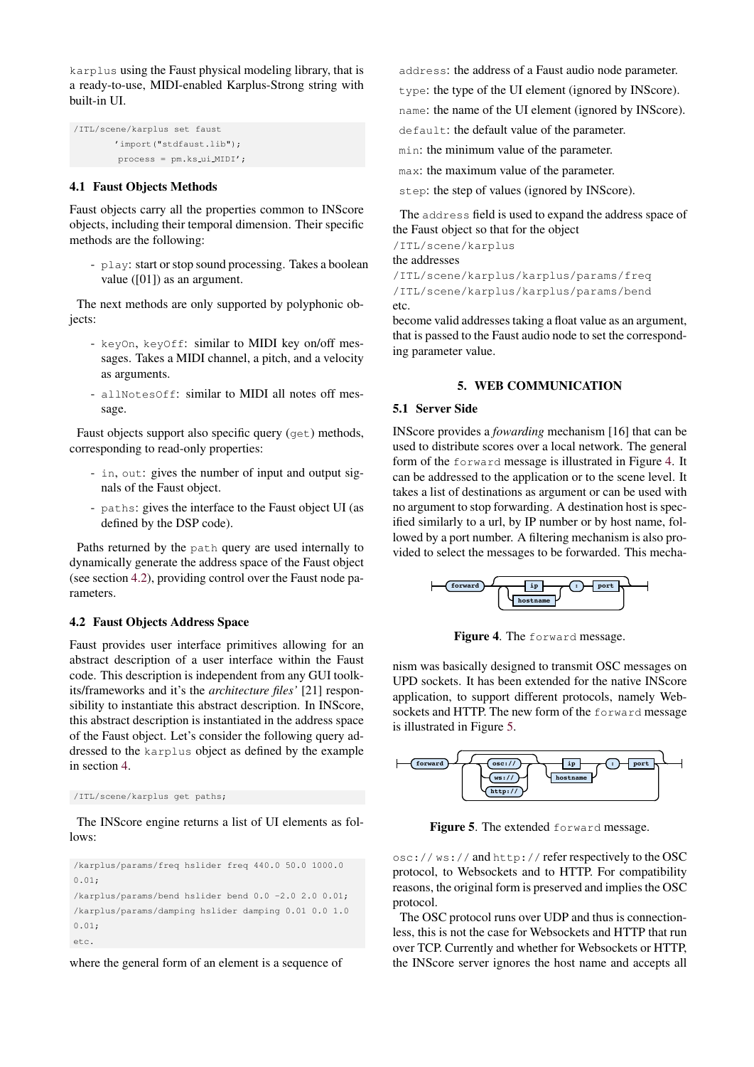karplus using the Faust physical modeling library, that is a ready-to-use, MIDI-enabled Karplus-Strong string with built-in UI.

```
/ITL/scene/karplus set faust
        'import("stdfaust.lib");
         process = pm.ks_ui_MIDI';
```

### 4.1 Faust Objects Methods

Faust objects carry all the properties common to INScore objects, including their temporal dimension. Their specific methods are the following:

- play: start or stop sound processing. Takes a boolean value ([01]) as an argument.

The next methods are only supported by polyphonic objects:

- keyOn, keyOff: similar to MIDI key on/off messages. Takes a MIDI channel, a pitch, and a velocity as arguments.
- allNotesOff: similar to MIDI all notes off message.

Faust objects support also specific query (get) methods, corresponding to read-only properties:

- in, out: gives the number of input and output signals of the Faust object.
- paths: gives the interface to the Faust object UI (as defined by the DSP code).

Paths returned by the path query are used internally to dynamically generate the address space of the Faust object (see section 4.2), providing control over the Faust node parameters.

### 4.2 Faust Objects Address Space

Faust provides user interface primitives allowing for an abstract description of a user interface within the Faust code. This description is independent from any GUI toolkits/frameworks and it's the *architecture files'* [21] responsibility to instantiate this abstract description. In INScore, this abstract description is instantiated in the address space of the Faust object. Let's consider the following query addressed to the karplus object as defined by the example in section 4.

```
/ITL/scene/karplus get paths;
```

The INScore engine returns a list of UI elements as follows:

```
/karplus/params/freq hslider freq 440.0 50.0 1000.0
0.01;
/karplus/params/bend hslider bend 0.0 -2.0 2.0 0.01;
/karplus/params/damping hslider damping 0.01 0.0 1.0
0.01;
etc.
```

where the general form of an element is a sequence of

address: the address of a Faust audio node parameter.
type: the type of the UI element (ignored by INScore).
name: the name of the UI element (ignored by INScore).
default: the default value of the parameter.
min: the minimum value of the parameter.
max: the maximum value of the parameter.
step: the step of values (ignored by INScore).

The address field is used to expand the address space of the Faust object so that for the object
/ITL/scene/karplus
the addresses
/ITL/scene/karplus/karplus/params/freq
/ITL/scene/karplus/karplus/params/bend
etc.
become valid addresses taking a float value as an argument, that is passed to the Faust audio node to set the corresponding parameter value.

## 5. WEB COMMUNICATION

### 5.1 Server Side

INScore provides a *fowarding* mechanism [16] that can be used to distribute scores over a local network. The general form of the forward message is illustrated in Figure 4. It can be addressed to the application or to the scene level. It takes a list of destinations as argument or can be used with no argument to stop forwarding. A destination host is specified similarly to a url, by IP number or by host name, followed by a port number. A filtering mechanism is also provided to select the messages to be forwarded. This mechanism was basically designed to transmit OSC messages on UPD sockets. It has been extended for the native INScore application, to support different protocols, namely Websockets and HTTP. The new form of the forward message is illustrated in Figure 5.

**Figure 4**. The forward message.

**Figure 5**. The extended forward message.

osc:// ws:// and http:// refer respectively to the OSC protocol, to Websockets and to HTTP. For compatibility reasons, the original form is preserved and implies the OSC protocol.

The OSC protocol runs over UDP and thus is connectionless, this is not the case for Websockets and HTTP that run over TCP. Currently and whether for Websockets or HTTP, the INScore server ignores the host name and accepts all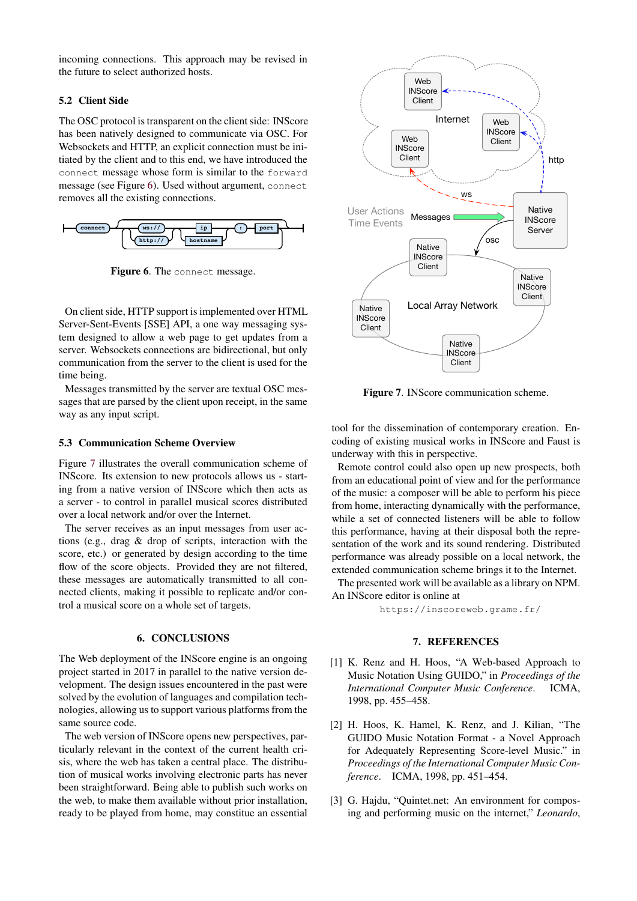incoming connections. This approach may be revised in the future to select authorized hosts.

### 5.2 Client Side

The OSC protocol is transparent on the client side: INScore has been natively designed to communicate via OSC. For Websockets and HTTP, an explicit connection must be initiated by the client and to this end, we have introduced the `connect` message whose form is similar to the `forward` message (see Figure 6). Used without argument, `connect` removes all the existing connections.

**Figure 6**. The `connect` message.

On client side, HTTP support is implemented over HTML Server-Sent-Events [SSE] API, a one way messaging system designed to allow a web page to get updates from a server. Websockets connections are bidirectional, but only communication from the server to the client is used for the time being.

Messages transmitted by the server are textual OSC messages that are parsed by the client upon receipt, in the same way as any input script.

### 5.3 Communication Scheme Overview

Figure 7 illustrates the overall communication scheme of INScore. Its extension to new protocols allows us - starting from a native version of INScore which then acts as a server - to control in parallel musical scores distributed over a local network and/or over the Internet.

The server receives as an input messages from user actions (e.g., drag & drop of scripts, interaction with the score, etc.) or generated by design according to the time flow of the score objects. Provided they are not filtered, these messages are automatically transmitted to all connected clients, making it possible to replicate and/or control a musical score on a whole set of targets.

## 6. CONCLUSIONS

The Web deployment of the INScore engine is an ongoing project started in 2017 in parallel to the native version development. The design issues encountered in the past were solved by the evolution of languages and compilation technologies, allowing us to support various platforms from the same source code.

The web version of INScore opens new perspectives, particularly relevant in the context of the current health crisis, where the web has taken a central place. The distribution of musical works involving electronic parts has never been straightforward. Being able to publish such works on the web, to make them available without prior installation, ready to be played from home, may constitue an essential tool for the dissemination of contemporary creation. Encoding of existing musical works in INScore and Faust is underway with this in perspective.

**Figure 7**. INScore communication scheme.

Remote control could also open up new prospects, both from an educational point of view and for the performance of the music: a composer will be able to perform his piece from home, interacting dynamically with the performance, while a set of connected listeners will be able to follow this performance, having at their disposal both the representation of the work and its sound rendering. Distributed performance was already possible on a local network, the extended communication scheme brings it to the Internet.

The presented work will be available as a library on NPM. An INScore editor is online at

`https://inscoreweb.grame.fr/`

## 7. REFERENCES

[1] K. Renz and H. Hoos, "A Web-based Approach to Music Notation Using GUIDO," in *Proceedings of the International Computer Music Conference*. ICMA, 1998, pp. 455–458.

[2] H. Hoos, K. Hamel, K. Renz, and J. Kilian, "The GUIDO Music Notation Format - a Novel Approach for Adequately Representing Score-level Music." in *Proceedings of the International Computer Music Conference*. ICMA, 1998, pp. 451–454.

[3] G. Hajdu, "Quintet.net: An environment for composing and performing music on the internet," *Leonardo*,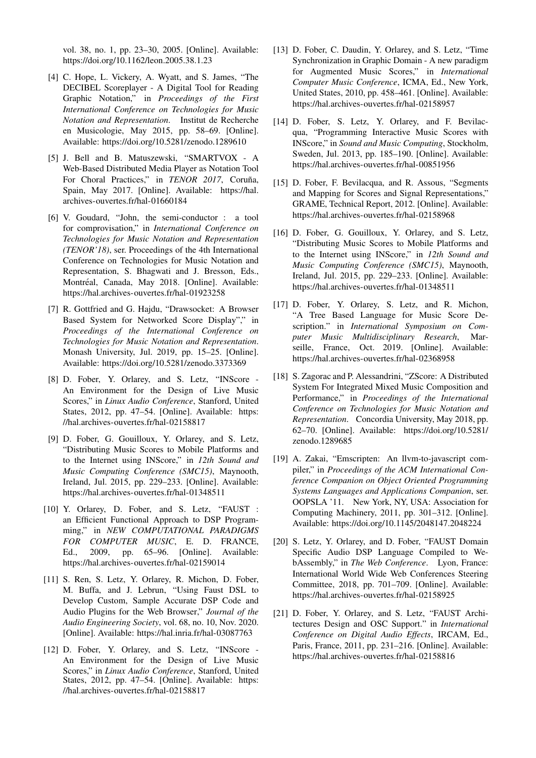vol. 38, no. 1, pp. 23–30, 2005. [Online]. Available: https://doi.org/10.1162/leon.2005.38.1.23

[4] C. Hope, L. Vickery, A. Wyatt, and S. James, "The DECIBEL Scoreplayer - A Digital Tool for Reading Graphic Notation," in *Proceedings of the First International Conference on Technologies for Music Notation and Representation*. Institut de Recherche en Musicologie, May 2015, pp. 58–69. [Online]. Available: https://doi.org/10.5281/zenodo.1289610

[5] J. Bell and B. Matuszewski, "SMARTVOX - A Web-Based Distributed Media Player as Notation Tool For Choral Practices," in *TENOR 2017*, Coruña, Spain, May 2017. [Online]. Available: https://hal.archives-ouvertes.fr/hal-01660184

[6] V. Goudard, "John, the semi-conductor : a tool for comprovisation," in *International Conference on Technologies for Music Notation and Representation (TENOR'18)*, ser. Proceedings of the 4th International Conference on Technologies for Music Notation and Representation, S. Bhagwati and J. Bresson, Eds., Montréal, Canada, May 2018. [Online]. Available: https://hal.archives-ouvertes.fr/hal-01923258

[7] R. Gottfried and G. Hajdu, "Drawsocket: A Browser Based System for Networked Score Display"," in *Proceedings of the International Conference on Technologies for Music Notation and Representation*. Monash University, Jul. 2019, pp. 15–25. [Online]. Available: https://doi.org/10.5281/zenodo.3373369

[8] D. Fober, Y. Orlarey, and S. Letz, "INScore - An Environment for the Design of Live Music Scores," in *Linux Audio Conference*, Stanford, United States, 2012, pp. 47–54. [Online]. Available: https://hal.archives-ouvertes.fr/hal-02158817

[9] D. Fober, G. Gouilloux, Y. Orlarey, and S. Letz, "Distributing Music Scores to Mobile Platforms and to the Internet using INScore," in *12th Sound and Music Computing Conference (SMC15)*, Maynooth, Ireland, Jul. 2015, pp. 229–233. [Online]. Available: https://hal.archives-ouvertes.fr/hal-01348511

[10] Y. Orlarey, D. Fober, and S. Letz, "FAUST : an Efficient Functional Approach to DSP Programming," in *NEW COMPUTATIONAL PARADIGMS FOR COMPUTER MUSIC*, E. D. FRANCE, Ed., 2009, pp. 65–96. [Online]. Available: https://hal.archives-ouvertes.fr/hal-02159014

[11] S. Ren, S. Letz, Y. Orlarey, R. Michon, D. Fober, M. Buffa, and J. Lebrun, "Using Faust DSL to Develop Custom, Sample Accurate DSP Code and Audio Plugins for the Web Browser," *Journal of the Audio Engineering Society*, vol. 68, no. 10, Nov. 2020. [Online]. Available: https://hal.inria.fr/hal-03087763

[12] D. Fober, Y. Orlarey, and S. Letz, "INScore - An Environment for the Design of Live Music Scores," in *Linux Audio Conference*, Stanford, United States, 2012, pp. 47–54. [Online]. Available: https://hal.archives-ouvertes.fr/hal-02158817

[13] D. Fober, C. Daudin, Y. Orlarey, and S. Letz, "Time Synchronization in Graphic Domain - A new paradigm for Augmented Music Scores," in *International Computer Music Conference*, ICMA, Ed., New York, United States, 2010, pp. 458–461. [Online]. Available: https://hal.archives-ouvertes.fr/hal-02158957

[14] D. Fober, S. Letz, Y. Orlarey, and F. Bevilacqua, "Programming Interactive Music Scores with INScore," in *Sound and Music Computing*, Stockholm, Sweden, Jul. 2013, pp. 185–190. [Online]. Available: https://hal.archives-ouvertes.fr/hal-00851956

[15] D. Fober, F. Bevilacqua, and R. Assous, "Segments and Mapping for Scores and Signal Representations," GRAME, Technical Report, 2012. [Online]. Available: https://hal.archives-ouvertes.fr/hal-02158968

[16] D. Fober, G. Gouilloux, Y. Orlarey, and S. Letz, "Distributing Music Scores to Mobile Platforms and to the Internet using INScore," in *12th Sound and Music Computing Conference (SMC15)*, Maynooth, Ireland, Jul. 2015, pp. 229–233. [Online]. Available: https://hal.archives-ouvertes.fr/hal-01348511

[17] D. Fober, Y. Orlarey, S. Letz, and R. Michon, "A Tree Based Language for Music Score Description." in *International Symposium on Computer Music Multidisciplinary Research*, Marseille, France, Oct. 2019. [Online]. Available: https://hal.archives-ouvertes.fr/hal-02368958

[18] S. Zagorac and P. Alessandrini, "ZScore: A Distributed System For Integrated Mixed Music Composition and Performance," in *Proceedings of the International Conference on Technologies for Music Notation and Representation*. Concordia University, May 2018, pp. 62–70. [Online]. Available: https://doi.org/10.5281/zenodo.1289685

[19] A. Zakai, "Emscripten: An llvm-to-javascript compiler," in *Proceedings of the ACM International Conference Companion on Object Oriented Programming Systems Languages and Applications Companion*, ser. OOPSLA '11. New York, NY, USA: Association for Computing Machinery, 2011, pp. 301–312. [Online]. Available: https://doi.org/10.1145/2048147.2048224

[20] S. Letz, Y. Orlarey, and D. Fober, "FAUST Domain Specific Audio DSP Language Compiled to WebAssembly," in *The Web Conference*. Lyon, France: International World Wide Web Conferences Steering Committee, 2018, pp. 701–709. [Online]. Available: https://hal.archives-ouvertes.fr/hal-02158925

[21] D. Fober, Y. Orlarey, and S. Letz, "FAUST Architectures Design and OSC Support." in *International Conference on Digital Audio Effects*, IRCAM, Ed., Paris, France, 2011, pp. 231–216. [Online]. Available: https://hal.archives-ouvertes.fr/hal-02158816